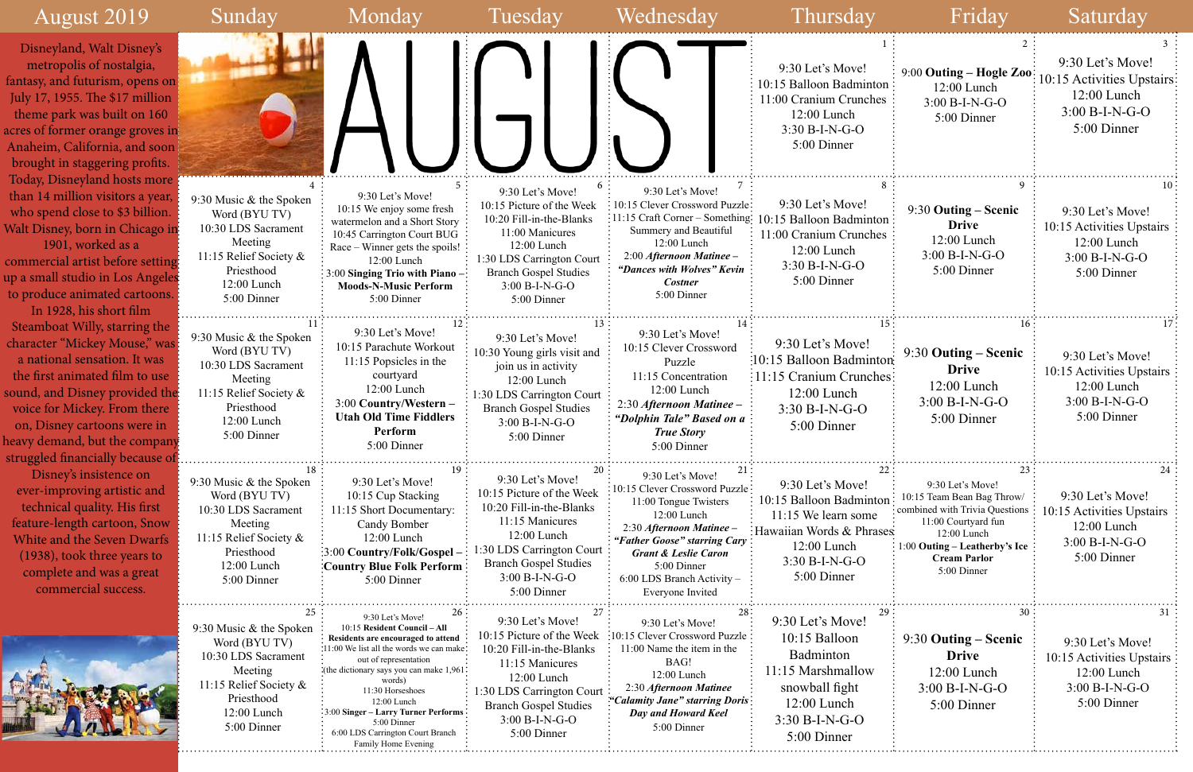# August 2019

Disneyland, Walt Disney's metropolis of nostalgia, fantasy, and futurism, opens on July 17, 1955. The $17 million theme park was built on 160 acres of former orange groves in Anaheim, California, and soon brought in staggering profits. Today, Disneyland hosts more than 14 million visitors a year, who spend close to $3 billion. Walt Disney, born in Chicago in 1901, worked as a commercial artist before setting up a small studio in Los Angeles to produce animated cartoons. In 1928, his short film Steamboat Willy, starring the character "Mickey Mouse," was a national sensation. It was the first animated film to use sound, and Disney provided the voice for Mickey. From there on, Disney cartoons were in heavy demand, but the company struggled financially because of Disney's insistence on ever-improving artistic and technical quality. His first feature-length cartoon, Snow White and the Seven Dwarfs (1938), took three years to complete and was a great commercial success.

| Sunday | Monday | Tuesday | Wednesday | Thursday | Friday | Saturday |
|---|---|---|---|---|---|---|
| | | | | **1**<br>9:30 Let's Move!<br>10:15 Balloon Badminton<br>11:00 Cranium Crunches<br>12:00 Lunch<br>3:30 B-I-N-G-O<br>5:00 Dinner | **2**<br>9:00 **Outing – Hogle Zoo**<br>12:00 Lunch<br>3:00 B-I-N-G-O<br>5:00 Dinner | **3**<br>9:30 Let's Move!<br>10:15 Activities Upstairs<br>12:00 Lunch<br>3:00 B-I-N-G-O<br>5:00 Dinner |
| **4**<br>9:30 Music & the Spoken Word (BYU TV)<br>10:30 LDS Sacrament Meeting<br>11:15 Relief Society & Priesthood<br>12:00 Lunch<br>5:00 Dinner | **5**<br>9:30 Let's Move!<br>10:15 We enjoy some fresh watermelon and a Short Story<br>10:45 Carrington Court BUG Race – Winner gets the spoils!<br>12:00 Lunch<br>3:00 **Singing Trio with Piano – Moods-N-Music Perform**<br>5:00 Dinner | **6**<br>9:30 Let's Move!<br>10:15 Picture of the Week<br>10:20 Fill-in-the-Blanks<br>11:00 Manicures<br>12:00 Lunch<br>1:30 LDS Carrington Court Branch Gospel Studies<br>3:00 B-I-N-G-O<br>5:00 Dinner | **7**<br>9:30 Let's Move!<br>10:15 Clever Crossword Puzzle<br>11:15 Craft Corner – Something Summery and Beautiful<br>12:00 Lunch<br>2:00 ***Afternoon Matinee – "Dances with Wolves" Kevin Costner***<br>5:00 Dinner | **8**<br>9:30 Let's Move!<br>10:15 Balloon Badminton<br>11:00 Cranium Crunches<br>12:00 Lunch<br>3:30 B-I-N-G-O<br>5:00 Dinner | **9**<br>9:30 **Outing – Scenic Drive**<br>12:00 Lunch<br>3:00 B-I-N-G-O<br>5:00 Dinner | **10**<br>9:30 Let's Move!<br>10:15 Activities Upstairs<br>12:00 Lunch<br>3:00 B-I-N-G-O<br>5:00 Dinner |
| **11**<br>9:30 Music & the Spoken Word (BYU TV)<br>10:30 LDS Sacrament Meeting<br>11:15 Relief Society & Priesthood<br>12:00 Lunch<br>5:00 Dinner | **12**<br>9:30 Let's Move!<br>10:15 Parachute Workout<br>11:15 Popsicles in the courtyard<br>12:00 Lunch<br>3:00 **Country/Western – Utah Old Time Fiddlers Perform**<br>5:00 Dinner | **13**<br>9:30 Let's Move!<br>10:30 Young girls visit and join us in activity<br>12:00 Lunch<br>1:30 LDS Carrington Court Branch Gospel Studies<br>3:00 B-I-N-G-O<br>5:00 Dinner | **14**<br>9:30 Let's Move!<br>10:15 Clever Crossword Puzzle<br>11:15 Concentration<br>12:00 Lunch<br>2:30 ***Afternoon Matinee – "Dolphin Tale" Based on a True Story***<br>5:00 Dinner | **15**<br>9:30 Let's Move!<br>10:15 Balloon Badminton<br>11:15 Cranium Crunches<br>12:00 Lunch<br>3:30 B-I-N-G-O<br>5:00 Dinner | **16**<br>9:30 **Outing – Scenic Drive**<br>12:00 Lunch<br>3:00 B-I-N-G-O<br>5:00 Dinner | **17**<br>9:30 Let's Move!<br>10:15 Activities Upstairs<br>12:00 Lunch<br>3:00 B-I-N-G-O<br>5:00 Dinner |
| **18**<br>9:30 Music & the Spoken Word (BYU TV)<br>10:30 LDS Sacrament Meeting<br>11:15 Relief Society & Priesthood<br>12:00 Lunch<br>5:00 Dinner | **19**<br>9:30 Let's Move!<br>10:15 Cup Stacking<br>11:15 Short Documentary: Candy Bomber<br>12:00 Lunch<br>3:00 **Country/Folk/Gospel – Country Blue Folk Perform**<br>5:00 Dinner | **20**<br>9:30 Let's Move!<br>10:15 Picture of the Week<br>10:20 Fill-in-the-Blanks<br>11:15 Manicures<br>12:00 Lunch<br>1:30 LDS Carrington Court Branch Gospel Studies<br>3:00 B-I-N-G-O<br>5:00 Dinner | **21**<br>9:30 Let's Move!<br>10:15 Clever Crossword Puzzle<br>11:00 Tongue Twisters<br>12:00 Lunch<br>2:30 ***Afternoon Matinee – "Father Goose" starring Cary Grant & Leslie Caron***<br>5:00 Dinner<br>6:00 LDS Branch Activity – Everyone Invited | **22**<br>9:30 Let's Move!<br>10:15 Balloon Badminton<br>11:15 We learn some Hawaiian Words & Phrases<br>12:00 Lunch<br>3:30 B-I-N-G-O<br>5:00 Dinner | **23**<br>9:30 Let's Move!<br>10:15 Team Bean Bag Throw/combined with Trivia Questions<br>11:00 Courtyard fun<br>12:00 Lunch<br>1:00 **Outing – Leatherby's Ice Cream Parlor**<br>5:00 Dinner | **24**<br>9:30 Let's Move!<br>10:15 Activities Upstairs<br>12:00 Lunch<br>3:00 B-I-N-G-O<br>5:00 Dinner |
| **25**<br>9:30 Music & the Spoken Word (BYU TV)<br>10:30 LDS Sacrament Meeting<br>11:15 Relief Society & Priesthood<br>12:00 Lunch<br>5:00 Dinner | **26**<br>9:30 Let's Move!<br>10:15 **Resident Council – All Residents are encouraged to attend**<br>11:00 We list all the words we can make out of representation (the dictionary says you can make 1,961 words)<br>11:30 Horseshoes<br>12:00 Lunch<br>3:00 **Singer – Larry Turner Performs**<br>5:00 Dinner<br>6:00 LDS Carrington Court Branch Family Home Evening | **27**<br>9:30 Let's Move!<br>10:15 Picture of the Week<br>10:20 Fill-in-the-Blanks<br>11:15 Manicures<br>12:00 Lunch<br>1:30 LDS Carrington Court Branch Gospel Studies<br>3:00 B-I-N-G-O<br>5:00 Dinner | **28**<br>9:30 Let's Move!<br>10:15 Clever Crossword Puzzle<br>11:00 Name the item in the BAG!<br>12:00 Lunch<br>2:30 ***Afternoon Matinee "Calamity Jane" starring Doris Day and Howard Keel***<br>5:00 Dinner | **29**<br>9:30 Let's Move!<br>10:15 Balloon Badminton<br>11:15 Marshmallow snowball fight<br>12:00 Lunch<br>3:30 B-I-N-G-O<br>5:00 Dinner | **30**<br>9:30 **Outing – Scenic Drive**<br>12:00 Lunch<br>3:00 B-I-N-G-O<br>5:00 Dinner | **31**<br>9:30 Let's Move!<br>10:15 Activities Upstairs<br>12:00 Lunch<br>3:00 B-I-N-G-O<br>5:00 Dinner |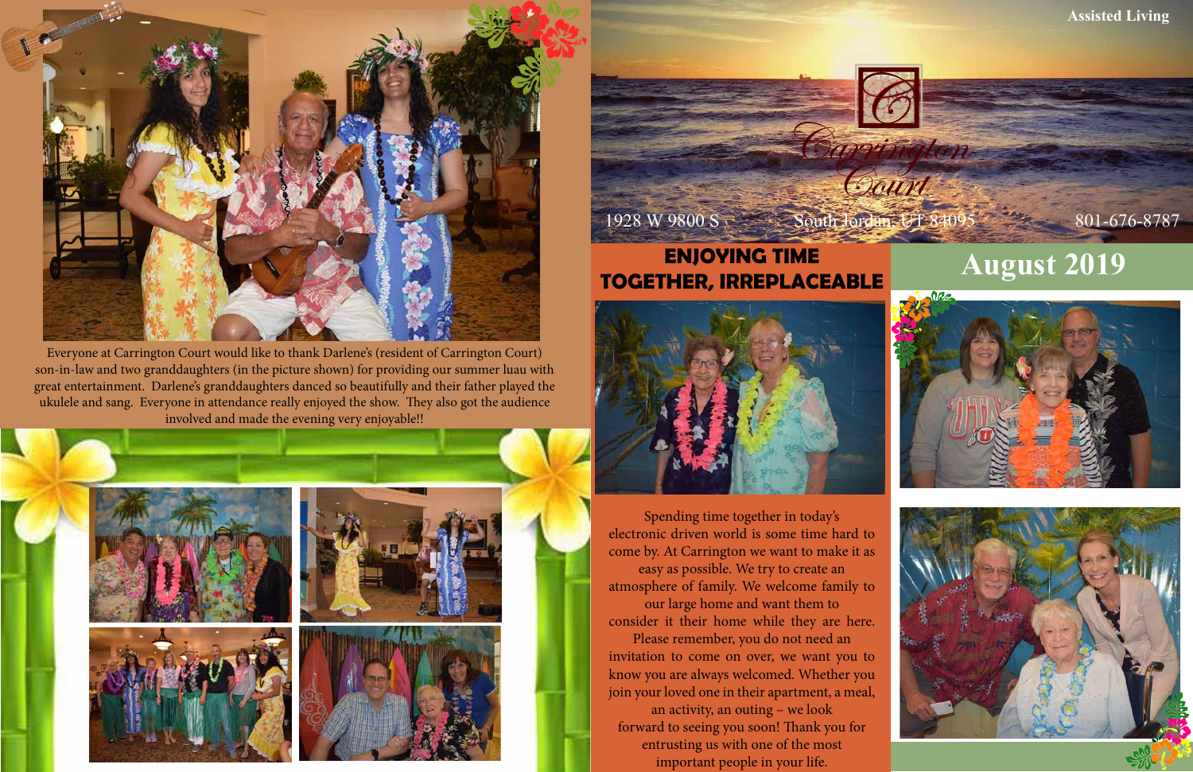Everyone at Carrington Court would like to thank Darlene's (resident of Carrington Court) son-in-law and two granddaughters (in the picture shown) for providing our summer luau with great entertainment. Darlene's granddaughters danced so beautifully and their father played the ukulele and sang. Everyone in attendance really enjoyed the show. They also got the audience involved and made the evening very enjoyable!!

Assisted Living

# Carrington Court

1928 W 9800 S South Jordan, UT 84095 801-676-8787

## August 2019

## ENJOYING TIME TOGETHER, IRREPLACEABLE

Spending time together in today's electronic driven world is some time hard to come by. At Carrington we want to make it as easy as possible. We try to create an atmosphere of family. We welcome family to our large home and want them to consider it their home while they are here. Please remember, you do not need an invitation to come on over, we want you to know you are always welcomed. Whether you join your loved one in their apartment, a meal, an activity, an outing – we look forward to seeing you soon! Thank you for entrusting us with one of the most important people in your life.